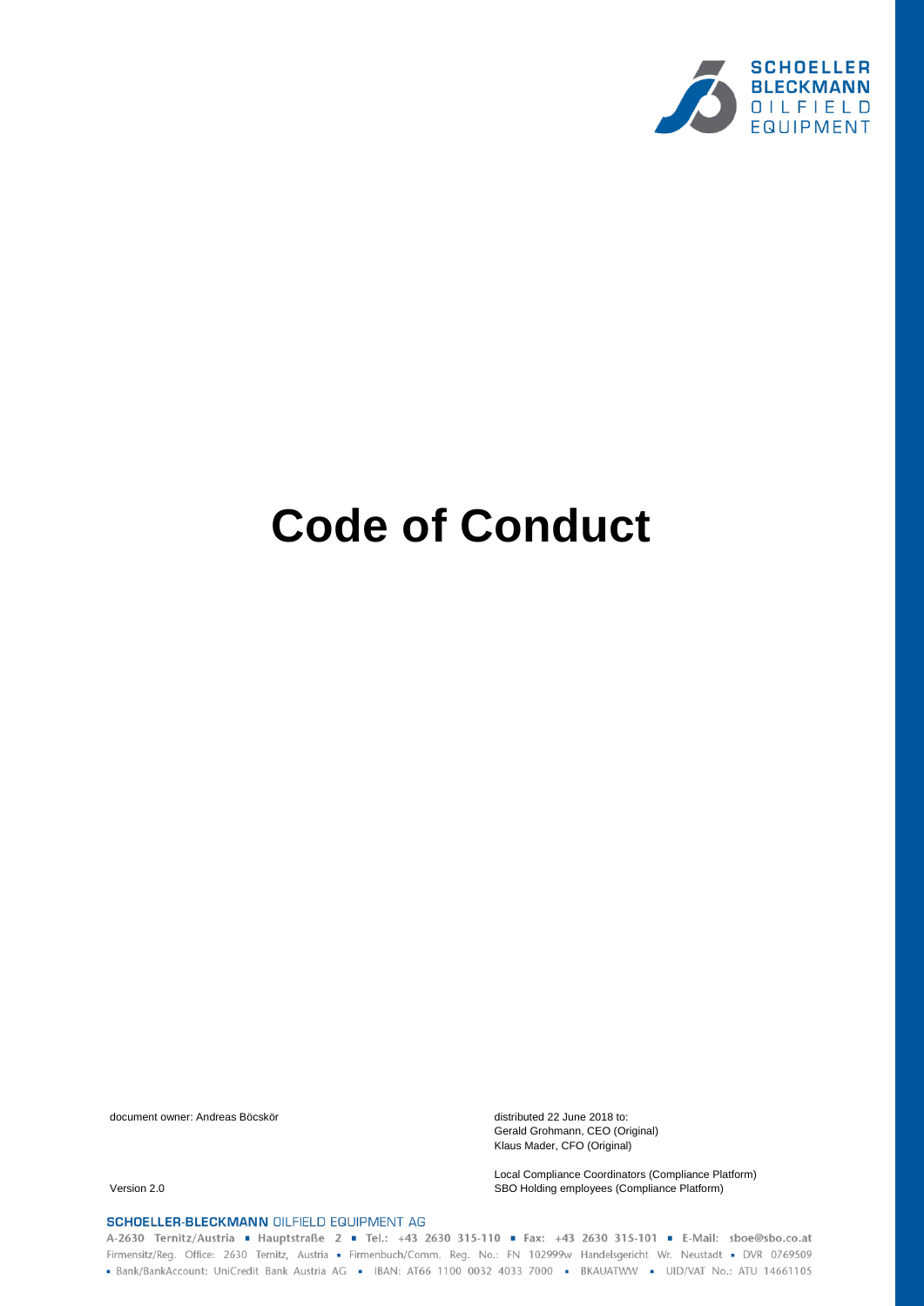# Code of Conduct

document owner: Andreas Böcskör

Version 2.0

distributed 22 June 2018 to:
Gerald Grohmann, CEO (Original)
Klaus Mader, CFO (Original)

Local Compliance Coordinators (Compliance Platform)
SBO Holding employees (Compliance Platform)

**SCHOELLER-BLECKMANN** OILFIELD EQUIPMENT AG
A-2630 Ternitz/Austria ▪ Hauptstraße 2 ▪ Tel.: +43 2630 315-110 ▪ Fax: +43 2630 315-101 ▪ E-Mail: sboe@sbo.co.at
Firmensitz/Reg. Office: 2630 Ternitz, Austria ▪ Firmenbuch/Comm. Reg. No.: FN 102999w Handelsgericht Wr. Neustadt ▪ DVR 0769509
▪ Bank/BankAccount: UniCredit Bank Austria AG ▪ IBAN: AT66 1100 0032 4033 7000 ▪ BKAUATWW ▪ UID/VAT No.: ATU 14661105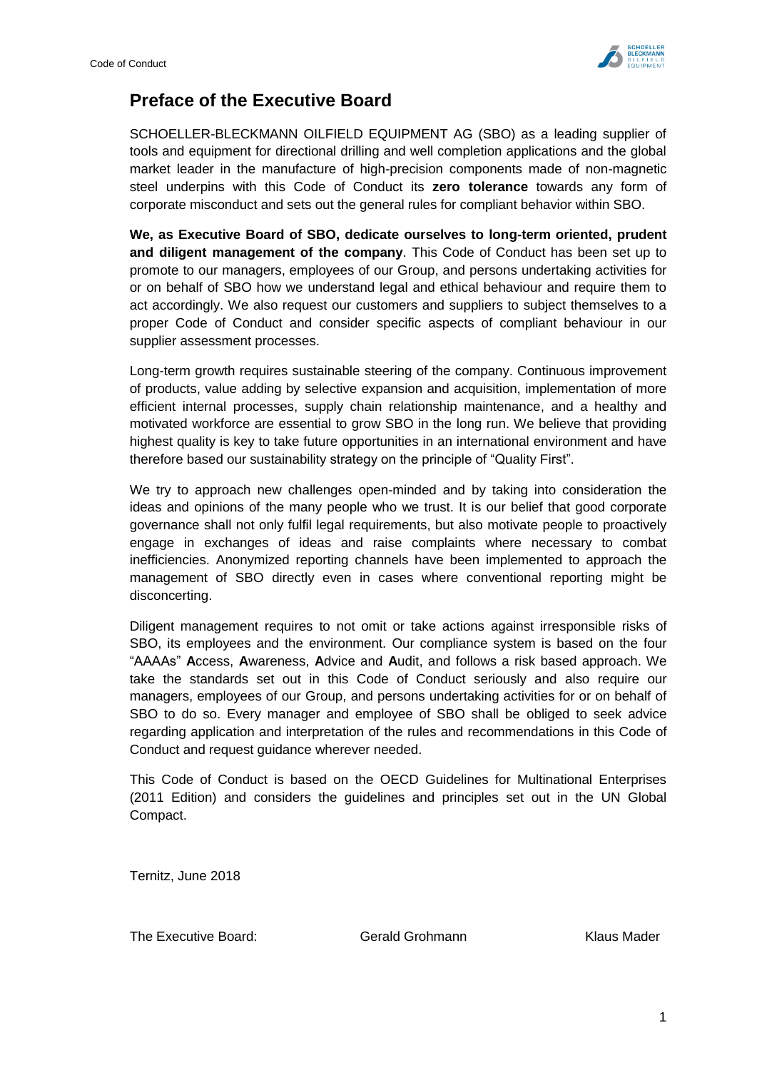## Preface of the Executive Board

SCHOELLER-BLECKMANN OILFIELD EQUIPMENT AG (SBO) as a leading supplier of tools and equipment for directional drilling and well completion applications and the global market leader in the manufacture of high-precision components made of non-magnetic steel underpins with this Code of Conduct its **zero tolerance** towards any form of corporate misconduct and sets out the general rules for compliant behavior within SBO.

**We, as Executive Board of SBO, dedicate ourselves to long-term oriented, prudent and diligent management of the company**. This Code of Conduct has been set up to promote to our managers, employees of our Group, and persons undertaking activities for or on behalf of SBO how we understand legal and ethical behaviour and require them to act accordingly. We also request our customers and suppliers to subject themselves to a proper Code of Conduct and consider specific aspects of compliant behaviour in our supplier assessment processes.

Long-term growth requires sustainable steering of the company. Continuous improvement of products, value adding by selective expansion and acquisition, implementation of more efficient internal processes, supply chain relationship maintenance, and a healthy and motivated workforce are essential to grow SBO in the long run. We believe that providing highest quality is key to take future opportunities in an international environment and have therefore based our sustainability strategy on the principle of "Quality First".

We try to approach new challenges open-minded and by taking into consideration the ideas and opinions of the many people who we trust. It is our belief that good corporate governance shall not only fulfil legal requirements, but also motivate people to proactively engage in exchanges of ideas and raise complaints where necessary to combat inefficiencies. Anonymized reporting channels have been implemented to approach the management of SBO directly even in cases where conventional reporting might be disconcerting.

Diligent management requires to not omit or take actions against irresponsible risks of SBO, its employees and the environment. Our compliance system is based on the four "AAAAs" **A**ccess, **A**wareness, **A**dvice and **A**udit, and follows a risk based approach. We take the standards set out in this Code of Conduct seriously and also require our managers, employees of our Group, and persons undertaking activities for or on behalf of SBO to do so. Every manager and employee of SBO shall be obliged to seek advice regarding application and interpretation of the rules and recommendations in this Code of Conduct and request guidance wherever needed.

This Code of Conduct is based on the OECD Guidelines for Multinational Enterprises (2011 Edition) and considers the guidelines and principles set out in the UN Global Compact.

Ternitz, June 2018

The Executive Board: Gerald Grohmann Klaus Mader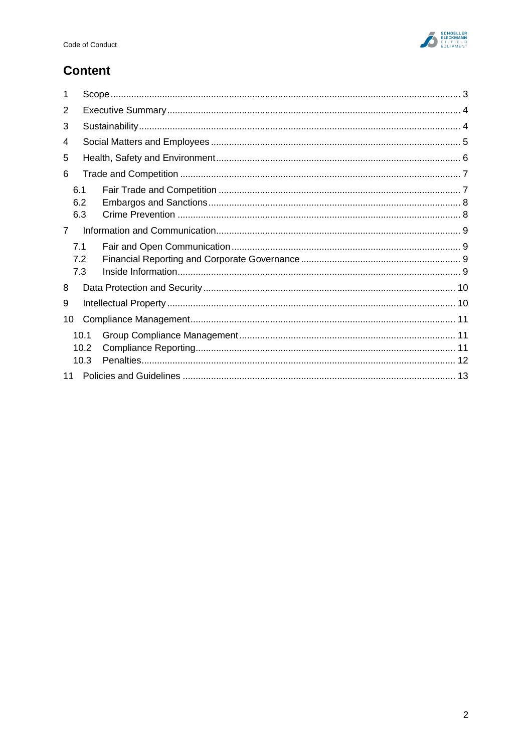# Content

1 Scope ... 3

2 Executive Summary ... 4

3 Sustainability ... 4

4 Social Matters and Employees ... 5

5 Health, Safety and Environment ... 6

6 Trade and Competition ... 7

- 6.1 Fair Trade and Competition ... 7
- 6.2 Embargos and Sanctions ... 8
- 6.3 Crime Prevention ... 8

7 Information and Communication ... 9

- 7.1 Fair and Open Communication ... 9
- 7.2 Financial Reporting and Corporate Governance ... 9
- 7.3 Inside Information ... 9

8 Data Protection and Security ... 10

9 Intellectual Property ... 10

10 Compliance Management ... 11

- 10.1 Group Compliance Management ... 11
- 10.2 Compliance Reporting ... 11
- 10.3 Penalties ... 12

11 Policies and Guidelines ... 13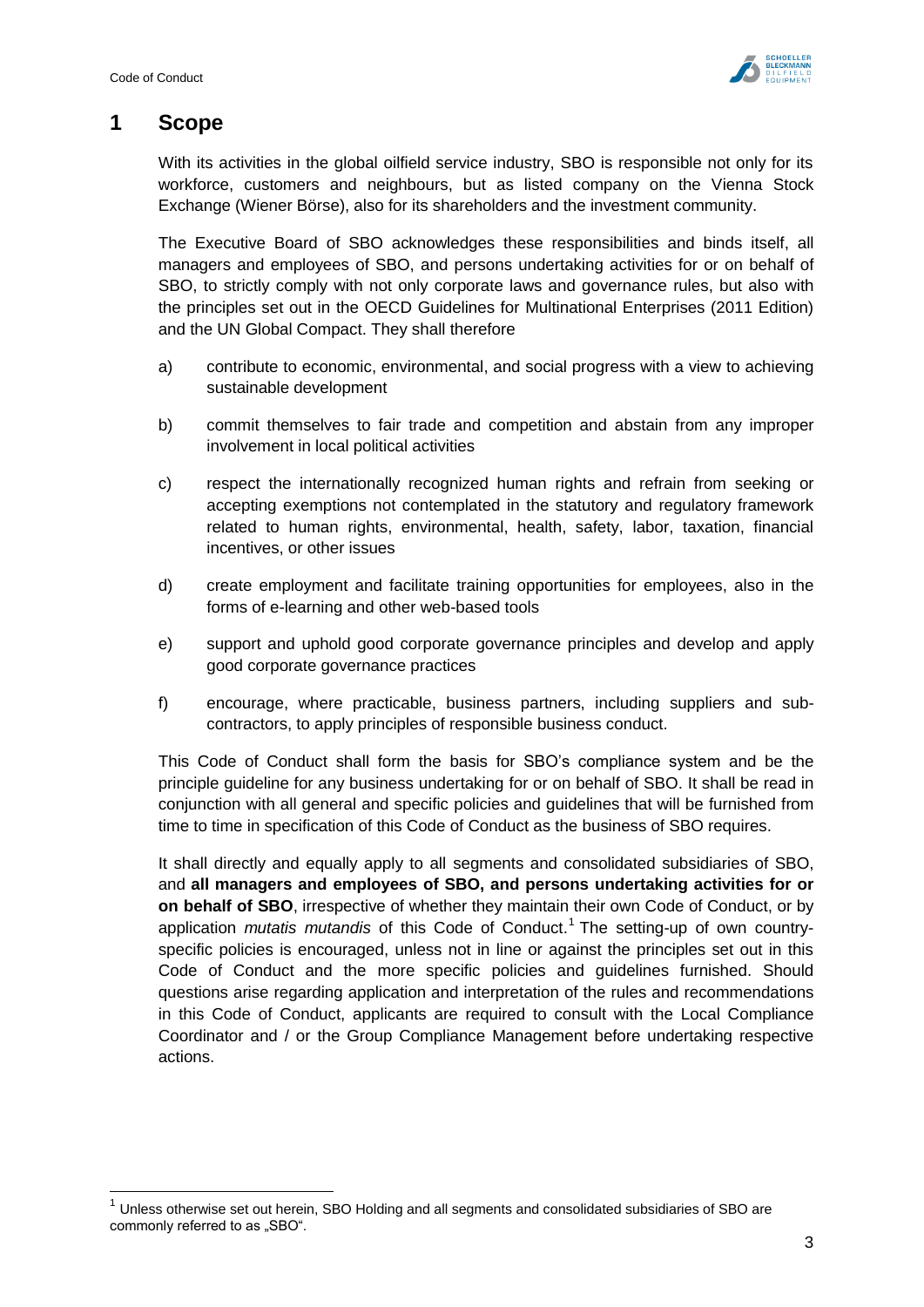# 1 Scope

With its activities in the global oilfield service industry, SBO is responsible not only for its workforce, customers and neighbours, but as listed company on the Vienna Stock Exchange (Wiener Börse), also for its shareholders and the investment community.

The Executive Board of SBO acknowledges these responsibilities and binds itself, all managers and employees of SBO, and persons undertaking activities for or on behalf of SBO, to strictly comply with not only corporate laws and governance rules, but also with the principles set out in the OECD Guidelines for Multinational Enterprises (2011 Edition) and the UN Global Compact. They shall therefore

a) contribute to economic, environmental, and social progress with a view to achieving sustainable development

b) commit themselves to fair trade and competition and abstain from any improper involvement in local political activities

c) respect the internationally recognized human rights and refrain from seeking or accepting exemptions not contemplated in the statutory and regulatory framework related to human rights, environmental, health, safety, labor, taxation, financial incentives, or other issues

d) create employment and facilitate training opportunities for employees, also in the forms of e-learning and other web-based tools

e) support and uphold good corporate governance principles and develop and apply good corporate governance practices

f) encourage, where practicable, business partners, including suppliers and sub-contractors, to apply principles of responsible business conduct.

This Code of Conduct shall form the basis for SBO's compliance system and be the principle guideline for any business undertaking for or on behalf of SBO. It shall be read in conjunction with all general and specific policies and guidelines that will be furnished from time to time in specification of this Code of Conduct as the business of SBO requires.

It shall directly and equally apply to all segments and consolidated subsidiaries of SBO, and **all managers and employees of SBO, and persons undertaking activities for or on behalf of SBO**, irrespective of whether they maintain their own Code of Conduct, or by application *mutatis mutandis* of this Code of Conduct.[1] The setting-up of own country-specific policies is encouraged, unless not in line or against the principles set out in this Code of Conduct and the more specific policies and guidelines furnished. Should questions arise regarding application and interpretation of the rules and recommendations in this Code of Conduct, applicants are required to consult with the Local Compliance Coordinator and / or the Group Compliance Management before undertaking respective actions.

---

[1] Unless otherwise set out herein, SBO Holding and all segments and consolidated subsidiaries of SBO are commonly referred to as „SBO".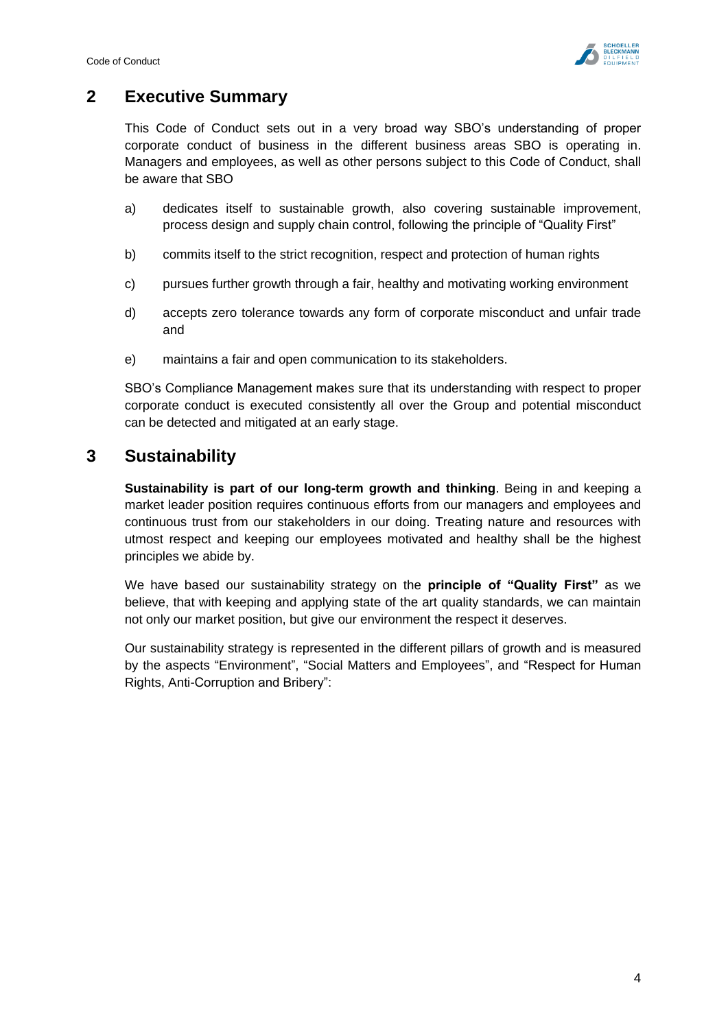## 2 Executive Summary

This Code of Conduct sets out in a very broad way SBO's understanding of proper corporate conduct of business in the different business areas SBO is operating in. Managers and employees, as well as other persons subject to this Code of Conduct, shall be aware that SBO

a) dedicates itself to sustainable growth, also covering sustainable improvement, process design and supply chain control, following the principle of "Quality First"

b) commits itself to the strict recognition, respect and protection of human rights

c) pursues further growth through a fair, healthy and motivating working environment

d) accepts zero tolerance towards any form of corporate misconduct and unfair trade and

e) maintains a fair and open communication to its stakeholders.

SBO's Compliance Management makes sure that its understanding with respect to proper corporate conduct is executed consistently all over the Group and potential misconduct can be detected and mitigated at an early stage.

## 3 Sustainability

**Sustainability is part of our long-term growth and thinking**. Being in and keeping a market leader position requires continuous efforts from our managers and employees and continuous trust from our stakeholders in our doing. Treating nature and resources with utmost respect and keeping our employees motivated and healthy shall be the highest principles we abide by.

We have based our sustainability strategy on the **principle of "Quality First"** as we believe, that with keeping and applying state of the art quality standards, we can maintain not only our market position, but give our environment the respect it deserves.

Our sustainability strategy is represented in the different pillars of growth and is measured by the aspects "Environment", "Social Matters and Employees", and "Respect for Human Rights, Anti-Corruption and Bribery":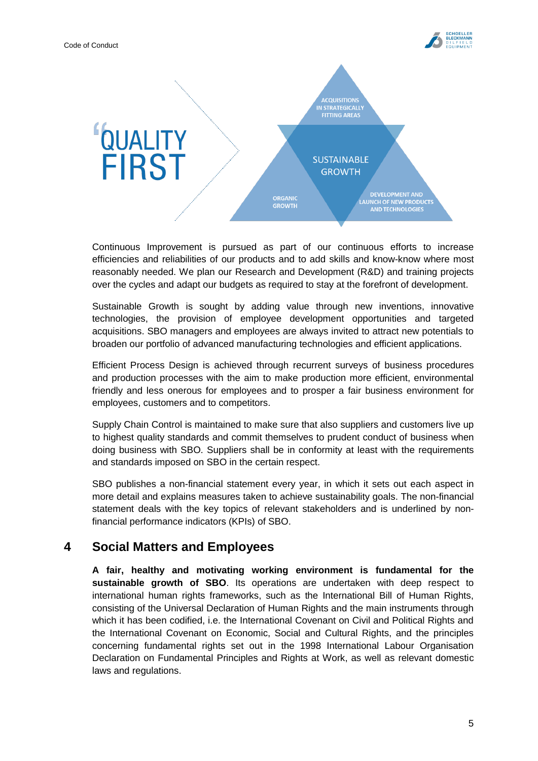"QUALITY FIRST

ACQUISITIONS IN STRATEGICALLY FITTING AREAS

SUSTAINABLE GROWTH

ORGANIC GROWTH

DEVELOPMENT AND LAUNCH OF NEW PRODUCTS AND TECHNOLOGIES

Continuous Improvement is pursued as part of our continuous efforts to increase efficiencies and reliabilities of our products and to add skills and know-how where most reasonably needed. We plan our Research and Development (R&D) and training projects over the cycles and adapt our budgets as required to stay at the forefront of development.

Sustainable Growth is sought by adding value through new inventions, innovative technologies, the provision of employee development opportunities and targeted acquisitions. SBO managers and employees are always invited to attract new potentials to broaden our portfolio of advanced manufacturing technologies and efficient applications.

Efficient Process Design is achieved through recurrent surveys of business procedures and production processes with the aim to make production more efficient, environmental friendly and less onerous for employees and to prosper a fair business environment for employees, customers and to competitors.

Supply Chain Control is maintained to make sure that also suppliers and customers live up to highest quality standards and commit themselves to prudent conduct of business when doing business with SBO. Suppliers shall be in conformity at least with the requirements and standards imposed on SBO in the certain respect.

SBO publishes a non-financial statement every year, in which it sets out each aspect in more detail and explains measures taken to achieve sustainability goals. The non-financial statement deals with the key topics of relevant stakeholders and is underlined by non-financial performance indicators (KPIs) of SBO.

## 4 Social Matters and Employees

**A fair, healthy and motivating working environment is fundamental for the sustainable growth of SBO**. Its operations are undertaken with deep respect to international human rights frameworks, such as the International Bill of Human Rights, consisting of the Universal Declaration of Human Rights and the main instruments through which it has been codified, i.e. the International Covenant on Civil and Political Rights and the International Covenant on Economic, Social and Cultural Rights, and the principles concerning fundamental rights set out in the 1998 International Labour Organisation Declaration on Fundamental Principles and Rights at Work, as well as relevant domestic laws and regulations.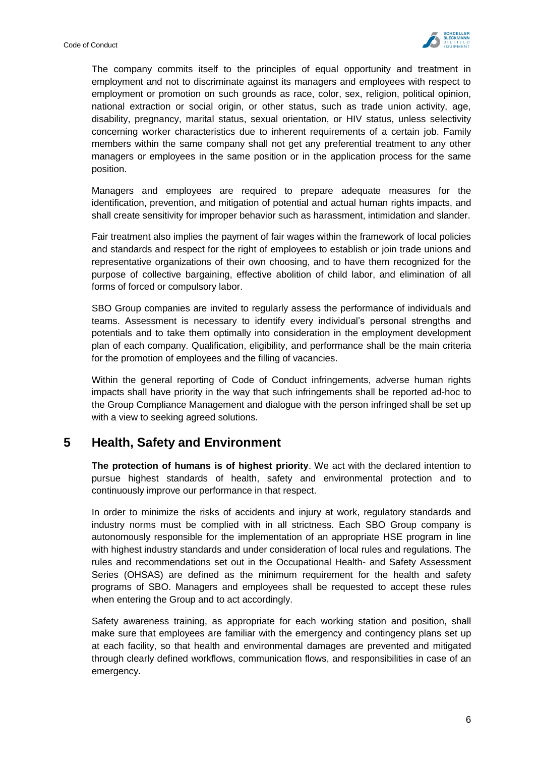The company commits itself to the principles of equal opportunity and treatment in employment and not to discriminate against its managers and employees with respect to employment or promotion on such grounds as race, color, sex, religion, political opinion, national extraction or social origin, or other status, such as trade union activity, age, disability, pregnancy, marital status, sexual orientation, or HIV status, unless selectivity concerning worker characteristics due to inherent requirements of a certain job. Family members within the same company shall not get any preferential treatment to any other managers or employees in the same position or in the application process for the same position.

Managers and employees are required to prepare adequate measures for the identification, prevention, and mitigation of potential and actual human rights impacts, and shall create sensitivity for improper behavior such as harassment, intimidation and slander.

Fair treatment also implies the payment of fair wages within the framework of local policies and standards and respect for the right of employees to establish or join trade unions and representative organizations of their own choosing, and to have them recognized for the purpose of collective bargaining, effective abolition of child labor, and elimination of all forms of forced or compulsory labor.

SBO Group companies are invited to regularly assess the performance of individuals and teams. Assessment is necessary to identify every individual's personal strengths and potentials and to take them optimally into consideration in the employment development plan of each company. Qualification, eligibility, and performance shall be the main criteria for the promotion of employees and the filling of vacancies.

Within the general reporting of Code of Conduct infringements, adverse human rights impacts shall have priority in the way that such infringements shall be reported ad-hoc to the Group Compliance Management and dialogue with the person infringed shall be set up with a view to seeking agreed solutions.

# 5 Health, Safety and Environment

**The protection of humans is of highest priority**. We act with the declared intention to pursue highest standards of health, safety and environmental protection and to continuously improve our performance in that respect.

In order to minimize the risks of accidents and injury at work, regulatory standards and industry norms must be complied with in all strictness. Each SBO Group company is autonomously responsible for the implementation of an appropriate HSE program in line with highest industry standards and under consideration of local rules and regulations. The rules and recommendations set out in the Occupational Health- and Safety Assessment Series (OHSAS) are defined as the minimum requirement for the health and safety programs of SBO. Managers and employees shall be requested to accept these rules when entering the Group and to act accordingly.

Safety awareness training, as appropriate for each working station and position, shall make sure that employees are familiar with the emergency and contingency plans set up at each facility, so that health and environmental damages are prevented and mitigated through clearly defined workflows, communication flows, and responsibilities in case of an emergency.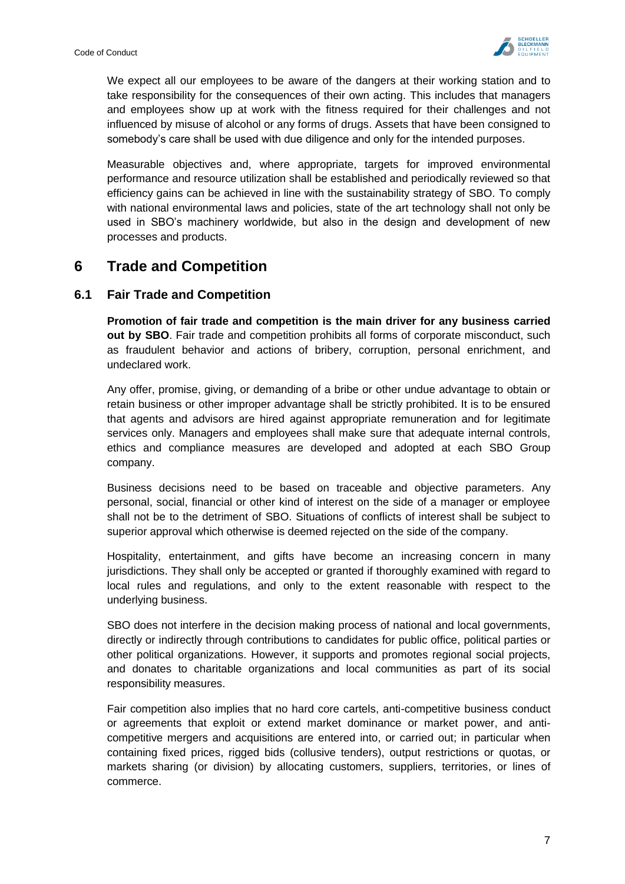We expect all our employees to be aware of the dangers at their working station and to take responsibility for the consequences of their own acting. This includes that managers and employees show up at work with the fitness required for their challenges and not influenced by misuse of alcohol or any forms of drugs. Assets that have been consigned to somebody's care shall be used with due diligence and only for the intended purposes.

Measurable objectives and, where appropriate, targets for improved environmental performance and resource utilization shall be established and periodically reviewed so that efficiency gains can be achieved in line with the sustainability strategy of SBO. To comply with national environmental laws and policies, state of the art technology shall not only be used in SBO's machinery worldwide, but also in the design and development of new processes and products.

# 6 Trade and Competition

## 6.1 Fair Trade and Competition

**Promotion of fair trade and competition is the main driver for any business carried out by SBO**. Fair trade and competition prohibits all forms of corporate misconduct, such as fraudulent behavior and actions of bribery, corruption, personal enrichment, and undeclared work.

Any offer, promise, giving, or demanding of a bribe or other undue advantage to obtain or retain business or other improper advantage shall be strictly prohibited. It is to be ensured that agents and advisors are hired against appropriate remuneration and for legitimate services only. Managers and employees shall make sure that adequate internal controls, ethics and compliance measures are developed and adopted at each SBO Group company.

Business decisions need to be based on traceable and objective parameters. Any personal, social, financial or other kind of interest on the side of a manager or employee shall not be to the detriment of SBO. Situations of conflicts of interest shall be subject to superior approval which otherwise is deemed rejected on the side of the company.

Hospitality, entertainment, and gifts have become an increasing concern in many jurisdictions. They shall only be accepted or granted if thoroughly examined with regard to local rules and regulations, and only to the extent reasonable with respect to the underlying business.

SBO does not interfere in the decision making process of national and local governments, directly or indirectly through contributions to candidates for public office, political parties or other political organizations. However, it supports and promotes regional social projects, and donates to charitable organizations and local communities as part of its social responsibility measures.

Fair competition also implies that no hard core cartels, anti-competitive business conduct or agreements that exploit or extend market dominance or market power, and anti-competitive mergers and acquisitions are entered into, or carried out; in particular when containing fixed prices, rigged bids (collusive tenders), output restrictions or quotas, or markets sharing (or division) by allocating customers, suppliers, territories, or lines of commerce.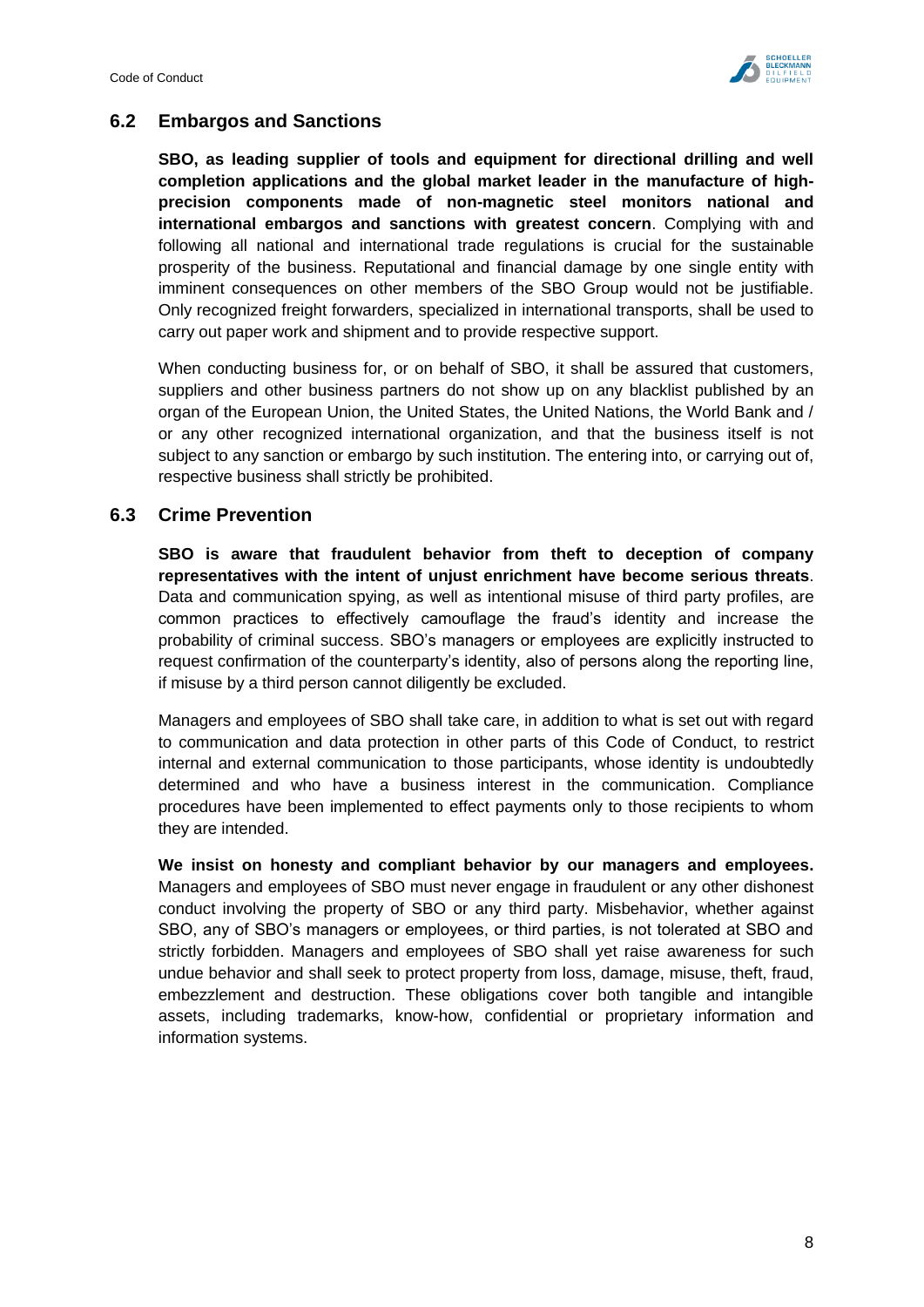## 6.2 Embargos and Sanctions

**SBO, as leading supplier of tools and equipment for directional drilling and well completion applications and the global market leader in the manufacture of high-precision components made of non-magnetic steel monitors national and international embargos and sanctions with greatest concern**. Complying with and following all national and international trade regulations is crucial for the sustainable prosperity of the business. Reputational and financial damage by one single entity with imminent consequences on other members of the SBO Group would not be justifiable. Only recognized freight forwarders, specialized in international transports, shall be used to carry out paper work and shipment and to provide respective support.

When conducting business for, or on behalf of SBO, it shall be assured that customers, suppliers and other business partners do not show up on any blacklist published by an organ of the European Union, the United States, the United Nations, the World Bank and / or any other recognized international organization, and that the business itself is not subject to any sanction or embargo by such institution. The entering into, or carrying out of, respective business shall strictly be prohibited.

## 6.3 Crime Prevention

**SBO is aware that fraudulent behavior from theft to deception of company representatives with the intent of unjust enrichment have become serious threats**. Data and communication spying, as well as intentional misuse of third party profiles, are common practices to effectively camouflage the fraud's identity and increase the probability of criminal success. SBO's managers or employees are explicitly instructed to request confirmation of the counterparty's identity, also of persons along the reporting line, if misuse by a third person cannot diligently be excluded.

Managers and employees of SBO shall take care, in addition to what is set out with regard to communication and data protection in other parts of this Code of Conduct, to restrict internal and external communication to those participants, whose identity is undoubtedly determined and who have a business interest in the communication. Compliance procedures have been implemented to effect payments only to those recipients to whom they are intended.

**We insist on honesty and compliant behavior by our managers and employees.** Managers and employees of SBO must never engage in fraudulent or any other dishonest conduct involving the property of SBO or any third party. Misbehavior, whether against SBO, any of SBO's managers or employees, or third parties, is not tolerated at SBO and strictly forbidden. Managers and employees of SBO shall yet raise awareness for such undue behavior and shall seek to protect property from loss, damage, misuse, theft, fraud, embezzlement and destruction. These obligations cover both tangible and intangible assets, including trademarks, know-how, confidential or proprietary information and information systems.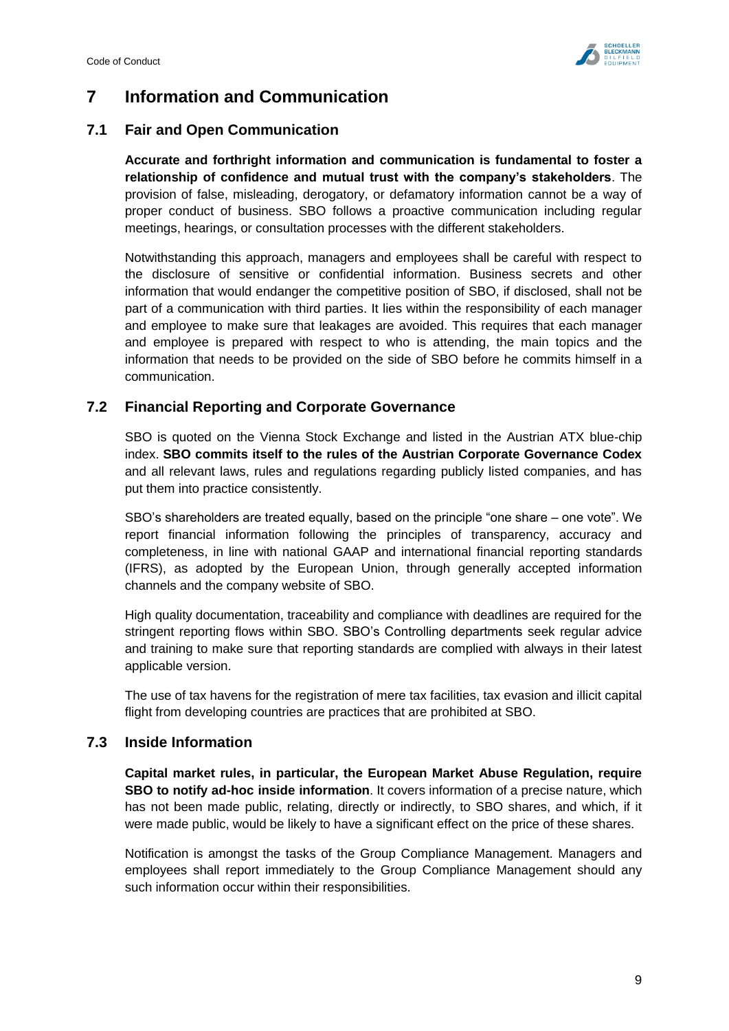# 7 Information and Communication

## 7.1 Fair and Open Communication

**Accurate and forthright information and communication is fundamental to foster a relationship of confidence and mutual trust with the company's stakeholders**. The provision of false, misleading, derogatory, or defamatory information cannot be a way of proper conduct of business. SBO follows a proactive communication including regular meetings, hearings, or consultation processes with the different stakeholders.

Notwithstanding this approach, managers and employees shall be careful with respect to the disclosure of sensitive or confidential information. Business secrets and other information that would endanger the competitive position of SBO, if disclosed, shall not be part of a communication with third parties. It lies within the responsibility of each manager and employee to make sure that leakages are avoided. This requires that each manager and employee is prepared with respect to who is attending, the main topics and the information that needs to be provided on the side of SBO before he commits himself in a communication.

## 7.2 Financial Reporting and Corporate Governance

SBO is quoted on the Vienna Stock Exchange and listed in the Austrian ATX blue-chip index. **SBO commits itself to the rules of the Austrian Corporate Governance Codex** and all relevant laws, rules and regulations regarding publicly listed companies, and has put them into practice consistently.

SBO's shareholders are treated equally, based on the principle "one share – one vote". We report financial information following the principles of transparency, accuracy and completeness, in line with national GAAP and international financial reporting standards (IFRS), as adopted by the European Union, through generally accepted information channels and the company website of SBO.

High quality documentation, traceability and compliance with deadlines are required for the stringent reporting flows within SBO. SBO's Controlling departments seek regular advice and training to make sure that reporting standards are complied with always in their latest applicable version.

The use of tax havens for the registration of mere tax facilities, tax evasion and illicit capital flight from developing countries are practices that are prohibited at SBO.

## 7.3 Inside Information

**Capital market rules, in particular, the European Market Abuse Regulation, require SBO to notify ad-hoc inside information**. It covers information of a precise nature, which has not been made public, relating, directly or indirectly, to SBO shares, and which, if it were made public, would be likely to have a significant effect on the price of these shares.

Notification is amongst the tasks of the Group Compliance Management. Managers and employees shall report immediately to the Group Compliance Management should any such information occur within their responsibilities.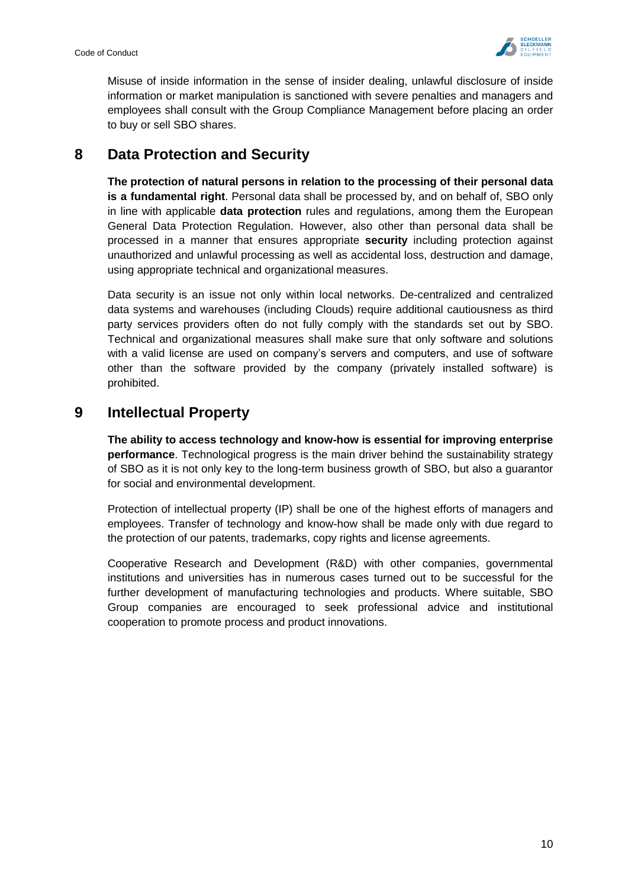Misuse of inside information in the sense of insider dealing, unlawful disclosure of inside information or market manipulation is sanctioned with severe penalties and managers and employees shall consult with the Group Compliance Management before placing an order to buy or sell SBO shares.

## 8 Data Protection and Security

**The protection of natural persons in relation to the processing of their personal data is a fundamental right**. Personal data shall be processed by, and on behalf of, SBO only in line with applicable **data protection** rules and regulations, among them the European General Data Protection Regulation. However, also other than personal data shall be processed in a manner that ensures appropriate **security** including protection against unauthorized and unlawful processing as well as accidental loss, destruction and damage, using appropriate technical and organizational measures.

Data security is an issue not only within local networks. De-centralized and centralized data systems and warehouses (including Clouds) require additional cautiousness as third party services providers often do not fully comply with the standards set out by SBO. Technical and organizational measures shall make sure that only software and solutions with a valid license are used on company's servers and computers, and use of software other than the software provided by the company (privately installed software) is prohibited.

## 9 Intellectual Property

**The ability to access technology and know-how is essential for improving enterprise performance**. Technological progress is the main driver behind the sustainability strategy of SBO as it is not only key to the long-term business growth of SBO, but also a guarantor for social and environmental development.

Protection of intellectual property (IP) shall be one of the highest efforts of managers and employees. Transfer of technology and know-how shall be made only with due regard to the protection of our patents, trademarks, copy rights and license agreements.

Cooperative Research and Development (R&D) with other companies, governmental institutions and universities has in numerous cases turned out to be successful for the further development of manufacturing technologies and products. Where suitable, SBO Group companies are encouraged to seek professional advice and institutional cooperation to promote process and product innovations.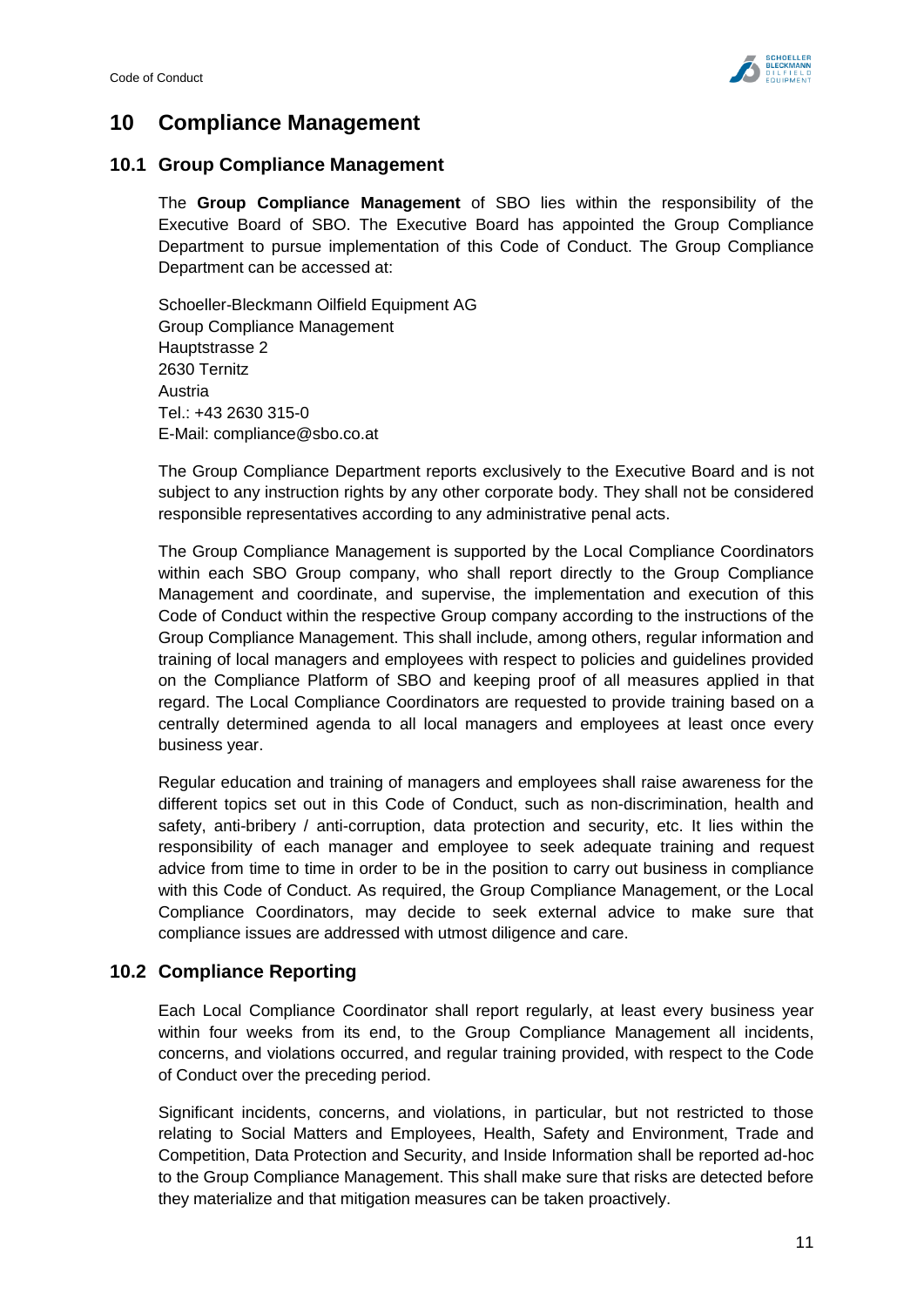# 10 Compliance Management

## 10.1 Group Compliance Management

The **Group Compliance Management** of SBO lies within the responsibility of the Executive Board of SBO. The Executive Board has appointed the Group Compliance Department to pursue implementation of this Code of Conduct. The Group Compliance Department can be accessed at:

Schoeller-Bleckmann Oilfield Equipment AG
Group Compliance Management
Hauptstrasse 2
2630 Ternitz
Austria
Tel.: +43 2630 315-0
E-Mail: compliance@sbo.co.at

The Group Compliance Department reports exclusively to the Executive Board and is not subject to any instruction rights by any other corporate body. They shall not be considered responsible representatives according to any administrative penal acts.

The Group Compliance Management is supported by the Local Compliance Coordinators within each SBO Group company, who shall report directly to the Group Compliance Management and coordinate, and supervise, the implementation and execution of this Code of Conduct within the respective Group company according to the instructions of the Group Compliance Management. This shall include, among others, regular information and training of local managers and employees with respect to policies and guidelines provided on the Compliance Platform of SBO and keeping proof of all measures applied in that regard. The Local Compliance Coordinators are requested to provide training based on a centrally determined agenda to all local managers and employees at least once every business year.

Regular education and training of managers and employees shall raise awareness for the different topics set out in this Code of Conduct, such as non-discrimination, health and safety, anti-bribery / anti-corruption, data protection and security, etc. It lies within the responsibility of each manager and employee to seek adequate training and request advice from time to time in order to be in the position to carry out business in compliance with this Code of Conduct. As required, the Group Compliance Management, or the Local Compliance Coordinators, may decide to seek external advice to make sure that compliance issues are addressed with utmost diligence and care.

## 10.2 Compliance Reporting

Each Local Compliance Coordinator shall report regularly, at least every business year within four weeks from its end, to the Group Compliance Management all incidents, concerns, and violations occurred, and regular training provided, with respect to the Code of Conduct over the preceding period.

Significant incidents, concerns, and violations, in particular, but not restricted to those relating to Social Matters and Employees, Health, Safety and Environment, Trade and Competition, Data Protection and Security, and Inside Information shall be reported ad-hoc to the Group Compliance Management. This shall make sure that risks are detected before they materialize and that mitigation measures can be taken proactively.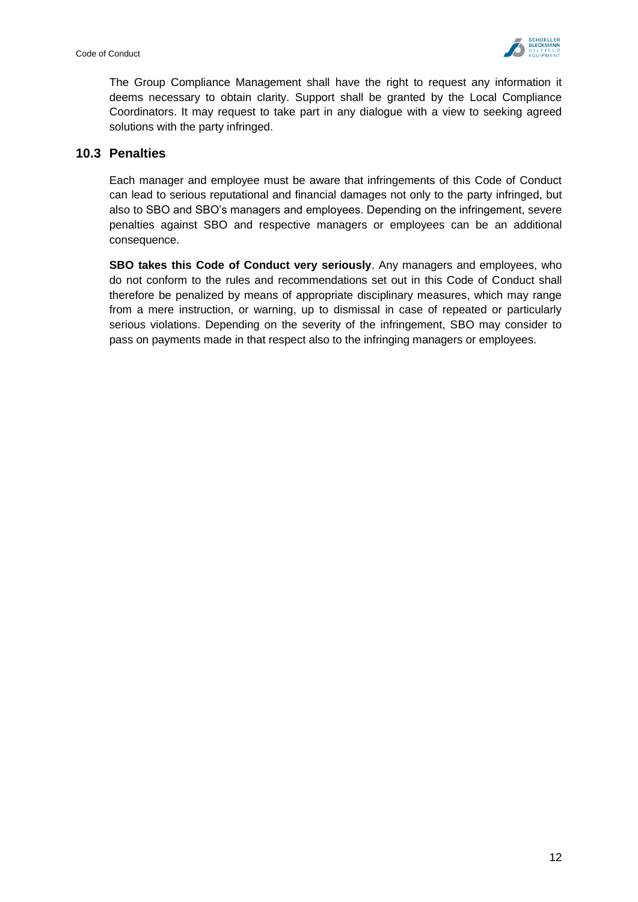The Group Compliance Management shall have the right to request any information it deems necessary to obtain clarity. Support shall be granted by the Local Compliance Coordinators. It may request to take part in any dialogue with a view to seeking agreed solutions with the party infringed.

## 10.3 Penalties

Each manager and employee must be aware that infringements of this Code of Conduct can lead to serious reputational and financial damages not only to the party infringed, but also to SBO and SBO's managers and employees. Depending on the infringement, severe penalties against SBO and respective managers or employees can be an additional consequence.

**SBO takes this Code of Conduct very seriously**. Any managers and employees, who do not conform to the rules and recommendations set out in this Code of Conduct shall therefore be penalized by means of appropriate disciplinary measures, which may range from a mere instruction, or warning, up to dismissal in case of repeated or particularly serious violations. Depending on the severity of the infringement, SBO may consider to pass on payments made in that respect also to the infringing managers or employees.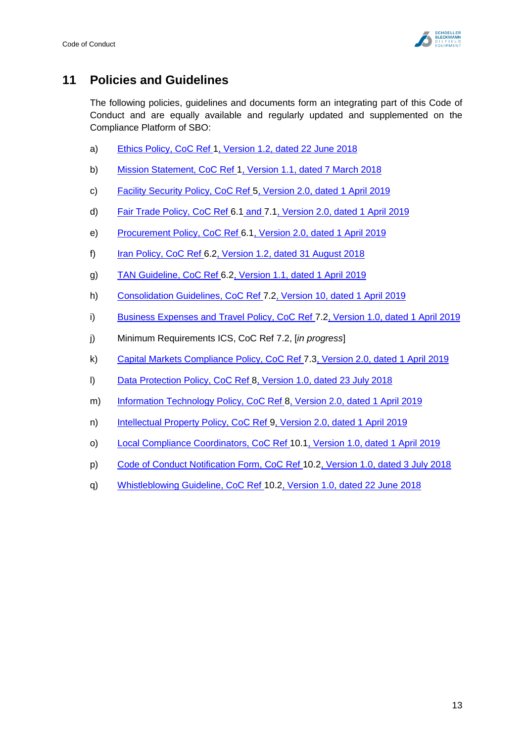## 11 Policies and Guidelines

The following policies, guidelines and documents form an integrating part of this Code of Conduct and are equally available and regularly updated and supplemented on the Compliance Platform of SBO:

a) Ethics Policy, CoC Ref 1, Version 1.2, dated 22 June 2018

b) Mission Statement, CoC Ref 1, Version 1.1, dated 7 March 2018

c) Facility Security Policy, CoC Ref 5, Version 2.0, dated 1 April 2019

d) Fair Trade Policy, CoC Ref 6.1 and 7.1, Version 2.0, dated 1 April 2019

e) Procurement Policy, CoC Ref 6.1, Version 2.0, dated 1 April 2019

f) Iran Policy, CoC Ref 6.2, Version 1.2, dated 31 August 2018

g) TAN Guideline, CoC Ref 6.2, Version 1.1, dated 1 April 2019

h) Consolidation Guidelines, CoC Ref 7.2, Version 10, dated 1 April 2019

i) Business Expenses and Travel Policy, CoC Ref 7.2, Version 1.0, dated 1 April 2019

j) Minimum Requirements ICS, CoC Ref 7.2, [*in progress*]

k) Capital Markets Compliance Policy, CoC Ref 7.3, Version 2.0, dated 1 April 2019

l) Data Protection Policy, CoC Ref 8, Version 1.0, dated 23 July 2018

m) Information Technology Policy, CoC Ref 8, Version 2.0, dated 1 April 2019

n) Intellectual Property Policy, CoC Ref 9, Version 2.0, dated 1 April 2019

o) Local Compliance Coordinators, CoC Ref 10.1, Version 1.0, dated 1 April 2019

p) Code of Conduct Notification Form, CoC Ref 10.2, Version 1.0, dated 3 July 2018

q) Whistleblowing Guideline, CoC Ref 10.2, Version 1.0, dated 22 June 2018